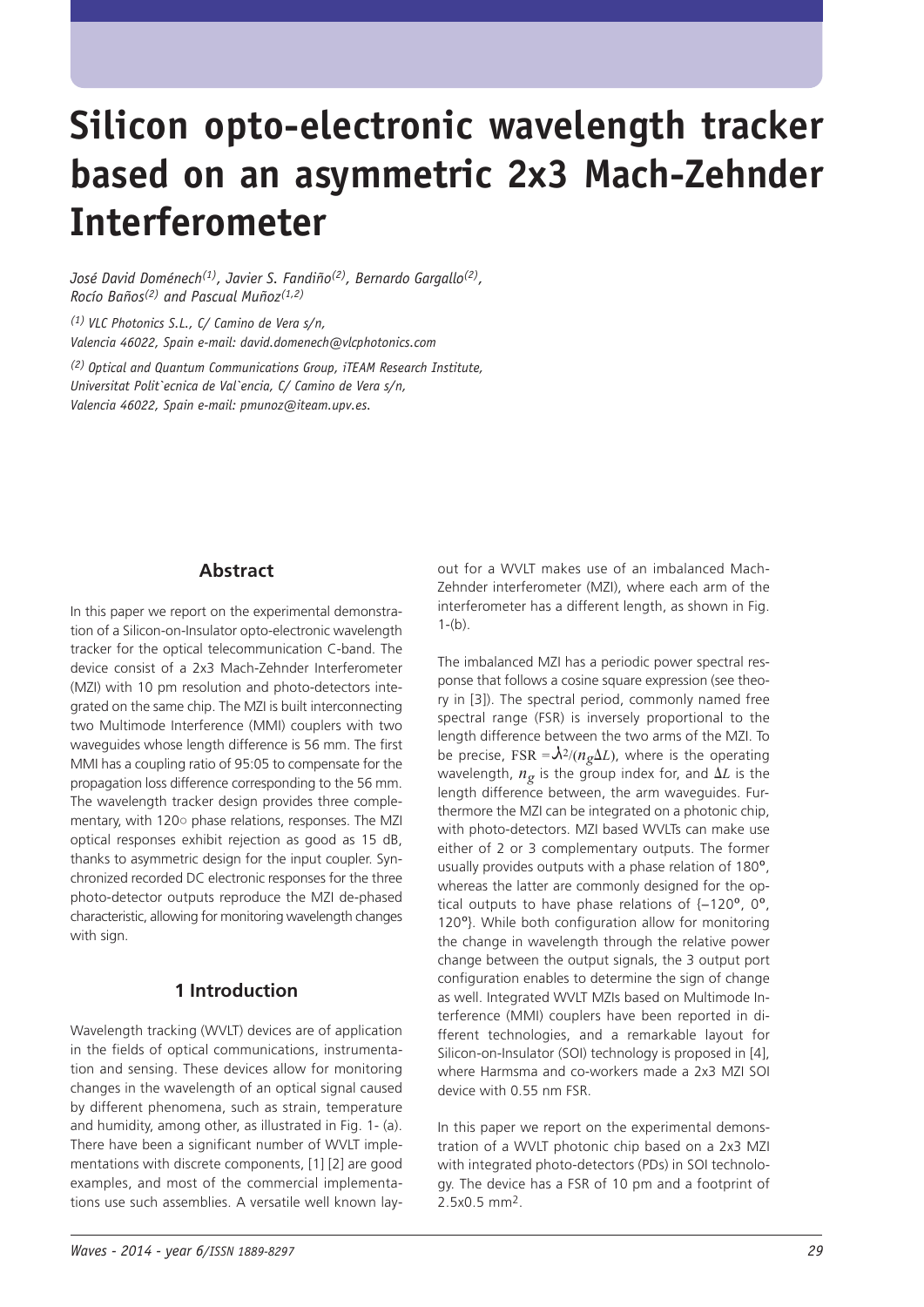# Silicon opto-electronic wavelength tracker based on an asymmetric 2x3 Mach-Zehnder Interferometer

*José David Doménech[(1)], Javier S. Fandiño[(2)], Bernardo Gargallo[(2)], Rocío Baños[(2)] and Pascual Muñoz[(1,2)]*

*[(1)] VLC Photonics S.L., C/ Camino de Vera s/n, Valencia 46022, Spain e-mail: david.domenech@vlcphotonics.com*

*[(2)] Optical and Quantum Communications Group, iTEAM Research Institute, Universitat Polit`ecnica de Val`encia, C/ Camino de Vera s/n, Valencia 46022, Spain e-mail: pmunoz@iteam.upv.es.*

## Abstract

In this paper we report on the experimental demonstration of a Silicon-on-Insulator opto-electronic wavelength tracker for the optical telecommunication C-band. The device consist of a 2x3 Mach-Zehnder Interferometer (MZI) with 10 pm resolution and photo-detectors integrated on the same chip. The MZI is built interconnecting two Multimode Interference (MMI) couplers with two waveguides whose length difference is 56 mm. The first MMI has a coupling ratio of 95:05 to compensate for the propagation loss difference corresponding to the 56 mm. The wavelength tracker design provides three complementary, with 120○ phase relations, responses. The MZI optical responses exhibit rejection as good as 15 dB, thanks to asymmetric design for the input coupler. Synchronized recorded DC electronic responses for the three photo-detector outputs reproduce the MZI de-phased characteristic, allowing for monitoring wavelength changes with sign.

## 1 Introduction

Wavelength tracking (WVLT) devices are of application in the fields of optical communications, instrumentation and sensing. These devices allow for monitoring changes in the wavelength of an optical signal caused by different phenomena, such as strain, temperature and humidity, among other, as illustrated in Fig. 1- (a). There have been a significant number of WVLT implementations with discrete components, [1] [2] are good examples, and most of the commercial implementations use such assemblies. A versatile well known layout for a WVLT makes use of an imbalanced Mach-Zehnder interferometer (MZI), where each arm of the interferometer has a different length, as shown in Fig. 1-(b).

The imbalanced MZI has a periodic power spectral response that follows a cosine square expression (see theory in [3]). The spectral period, commonly named free spectral range (FSR) is inversely proportional to the length difference between the two arms of the MZI. To be precise, $\mathrm{FSR} = \lambda^2/(n_g \Delta L)$, where is the operating wavelength, $n_g$ is the group index for, and $\Delta L$ is the length difference between, the arm waveguides. Furthermore the MZI can be integrated on a photonic chip, with photo-detectors. MZI based WVLTs can make use either of 2 or 3 complementary outputs. The former usually provides outputs with a phase relation of 180º, whereas the latter are commonly designed for the optical outputs to have phase relations of {–120º, 0º, 120º}. While both configuration allow for monitoring the change in wavelength through the relative power change between the output signals, the 3 output port configuration enables to determine the sign of change as well. Integrated WVLT MZIs based on Multimode Interference (MMI) couplers have been reported in different technologies, and a remarkable layout for Silicon-on-Insulator (SOI) technology is proposed in [4], where Harmsma and co-workers made a 2x3 MZI SOI device with 0.55 nm FSR.

In this paper we report on the experimental demonstration of a WVLT photonic chip based on a 2x3 MZI with integrated photo-detectors (PDs) in SOI technology. The device has a FSR of 10 pm and a footprint of 2.5x0.5 mm$^2$.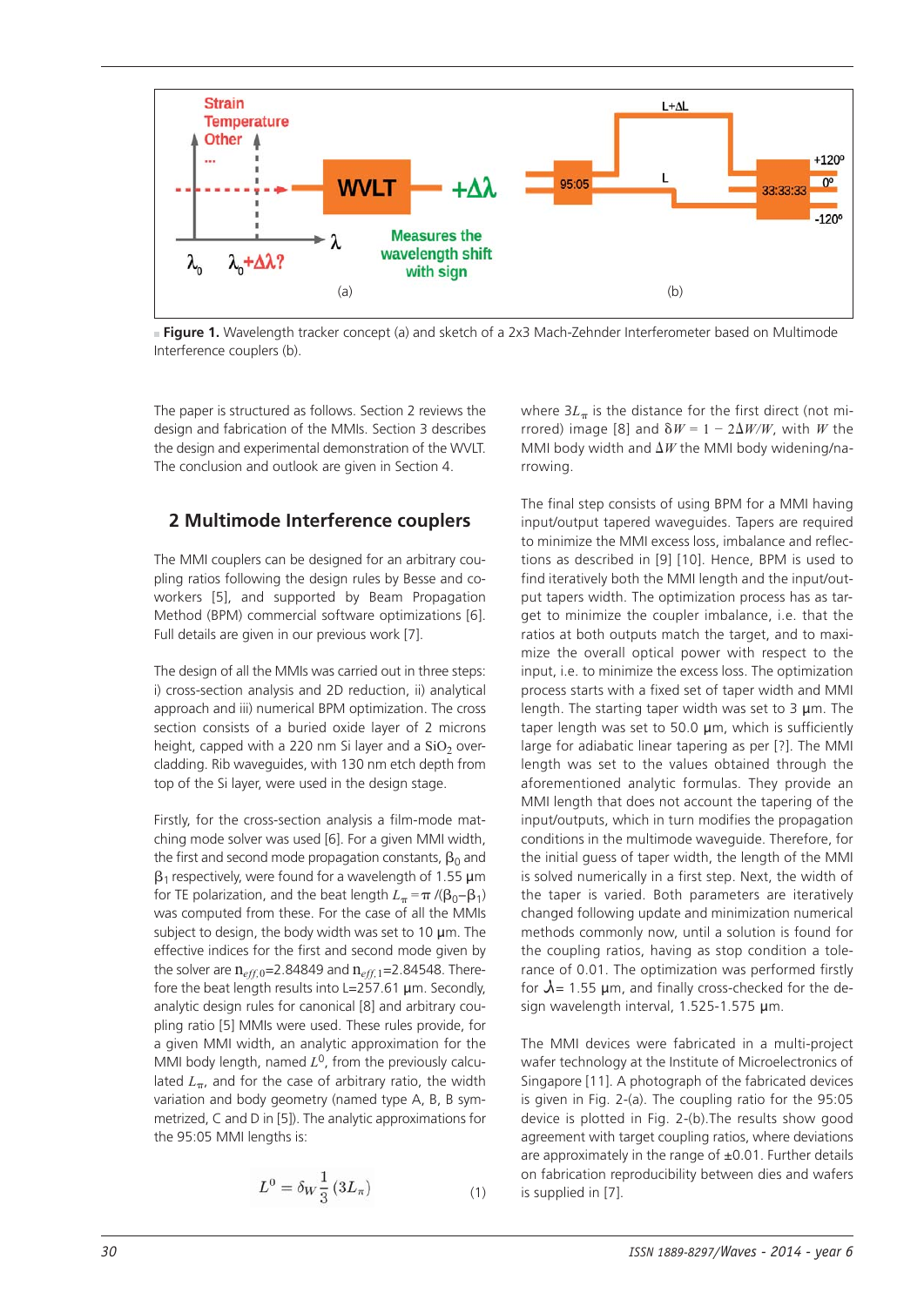**Figure 1.** Wavelength tracker concept (a) and sketch of a 2x3 Mach-Zehnder Interferometer based on Multimode Interference couplers (b).

The paper is structured as follows. Section 2 reviews the design and fabrication of the MMIs. Section 3 describes the design and experimental demonstration of the WVLT. The conclusion and outlook are given in Section 4.

## 2 Multimode Interference couplers

The MMI couplers can be designed for an arbitrary coupling ratios following the design rules by Besse and coworkers [5], and supported by Beam Propagation Method (BPM) commercial software optimizations [6]. Full details are given in our previous work [7].

The design of all the MMIs was carried out in three steps: i) cross-section analysis and 2D reduction, ii) analytical approach and iii) numerical BPM optimization. The cross section consists of a buried oxide layer of 2 microns height, capped with a 220 nm Si layer and a $SiO_2$ overcladding. Rib waveguides, with 130 nm etch depth from top of the Si layer, were used in the design stage.

Firstly, for the cross-section analysis a film-mode matching mode solver was used [6]. For a given MMI width, the first and second mode propagation constants, $\beta_0$ and $\beta_1$ respectively, were found for a wavelength of 1.55 µm for TE polarization, and the beat length $L_\pi = \pi / (\beta_0 - \beta_1)$ was computed from these. For the case of all the MMIs subject to design, the body width was set to 10 µm. The effective indices for the first and second mode given by the solver are $n_{eff,0}$=2.84849 and $n_{eff,1}$=2.84548. Therefore the beat length results into L=257.61 µm. Secondly, analytic design rules for canonical [8] and arbitrary coupling ratio [5] MMIs were used. These rules provide, for a given MMI width, an analytic approximation for the MMI body length, named $L^0$, from the previously calculated $L_\pi$, and for the case of arbitrary ratio, the width variation and body geometry (named type A, B, B symmetrized, C and D in [5]). The analytic approximations for the 95:05 MMI lengths is:

$$L^0 = \delta_W \frac{1}{3}(3L_\pi) \qquad (1)$$

where $3L_\pi$ is the distance for the first direct (not mirrored) image [8] and $\delta W = 1 - 2\Delta W/W$, with $W$ the MMI body width and $\Delta W$ the MMI body widening/narrowing.

The final step consists of using BPM for a MMI having input/output tapered waveguides. Tapers are required to minimize the MMI excess loss, imbalance and reflections as described in [9] [10]. Hence, BPM is used to find iteratively both the MMI length and the input/output tapers width. The optimization process has as target to minimize the coupler imbalance, i.e. that the ratios at both outputs match the target, and to maximize the overall optical power with respect to the input, i.e. to minimize the excess loss. The optimization process starts with a fixed set of taper width and MMI length. The starting taper width was set to 3 µm. The taper length was set to 50.0 µm, which is sufficiently large for adiabatic linear tapering as per [?]. The MMI length was set to the values obtained through the aforementioned analytic formulas. They provide an MMI length that does not account the tapering of the input/outputs, which in turn modifies the propagation conditions in the multimode waveguide. Therefore, for the initial guess of taper width, the length of the MMI is solved numerically in a first step. Next, the width of the taper is varied. Both parameters are iteratively changed following update and minimization numerical methods commonly now, until a solution is found for the coupling ratios, having as stop condition a tolerance of 0.01. The optimization was performed firstly for $\lambda$= 1.55 µm, and finally cross-checked for the design wavelength interval, 1.525-1.575 µm.

The MMI devices were fabricated in a multi-project wafer technology at the Institute of Microelectronics of Singapore [11]. A photograph of the fabricated devices is given in Fig. 2-(a). The coupling ratio for the 95:05 device is plotted in Fig. 2-(b).The results show good agreement with target coupling ratios, where deviations are approximately in the range of ±0.01. Further details on fabrication reproducibility between dies and wafers is supplied in [7].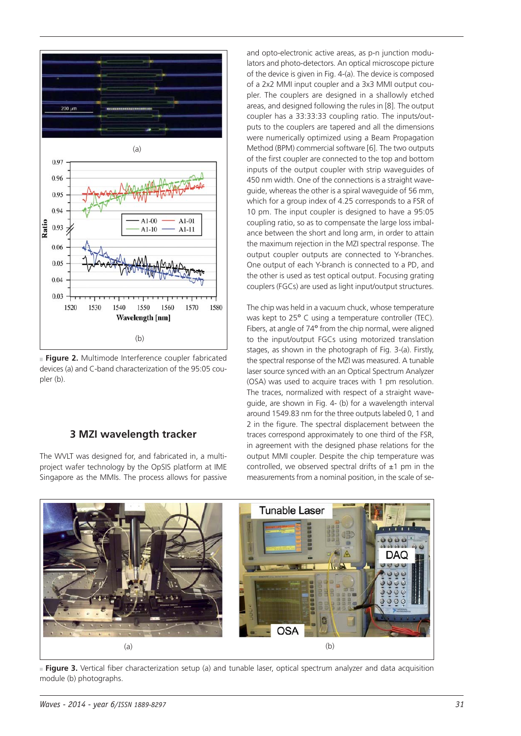**Figure 2.** Multimode Interference coupler fabricated devices (a) and C-band characterization of the 95:05 coupler (b).

## 3 MZI wavelength tracker

The WVLT was designed for, and fabricated in, a multi-project wafer technology by the OpSIS platform at IME Singapore as the MMIs. The process allows for passive and opto-electronic active areas, as p-n junction modulators and photo-detectors. An optical microscope picture of the device is given in Fig. 4-(a). The device is composed of a 2x2 MMI input coupler and a 3x3 MMI output coupler. The couplers are designed in a shallowly etched areas, and designed following the rules in [8]. The output coupler has a 33:33:33 coupling ratio. The inputs/outputs to the couplers are tapered and all the dimensions were numerically optimized using a Beam Propagation Method (BPM) commercial software [6]. The two outputs of the first coupler are connected to the top and bottom inputs of the output coupler with strip waveguides of 450 nm width. One of the connections is a straight waveguide, whereas the other is a spiral waveguide of 56 mm, which for a group index of 4.25 corresponds to a FSR of 10 pm. The input coupler is designed to have a 95:05 coupling ratio, so as to compensate the large loss imbalance between the short and long arm, in order to attain the maximum rejection in the MZI spectral response. The output coupler outputs are connected to Y-branches. One output of each Y-branch is connected to a PD, and the other is used as test optical output. Focusing grating couplers (FGCs) are used as light input/output structures.

The chip was held in a vacuum chuck, whose temperature was kept to 25° C using a temperature controller (TEC). Fibers, at angle of 74° from the chip normal, were aligned to the input/output FGCs using motorized translation stages, as shown in the photograph of Fig. 3-(a). Firstly, the spectral response of the MZI was measured. A tunable laser source synced with an an Optical Spectrum Analyzer (OSA) was used to acquire traces with 1 pm resolution. The traces, normalized with respect of a straight waveguide, are shown in Fig. 4- (b) for a wavelength interval around 1549.83 nm for the three outputs labeled 0, 1 and 2 in the figure. The spectral displacement between the traces correspond approximately to one third of the FSR, in agreement with the designed phase relations for the output MMI coupler. Despite the chip temperature was controlled, we observed spectral drifts of ±1 pm in the measurements from a nominal position, in the scale of se-

**Figure 3.** Vertical fiber characterization setup (a) and tunable laser, optical spectrum analyzer and data acquisition module (b) photographs.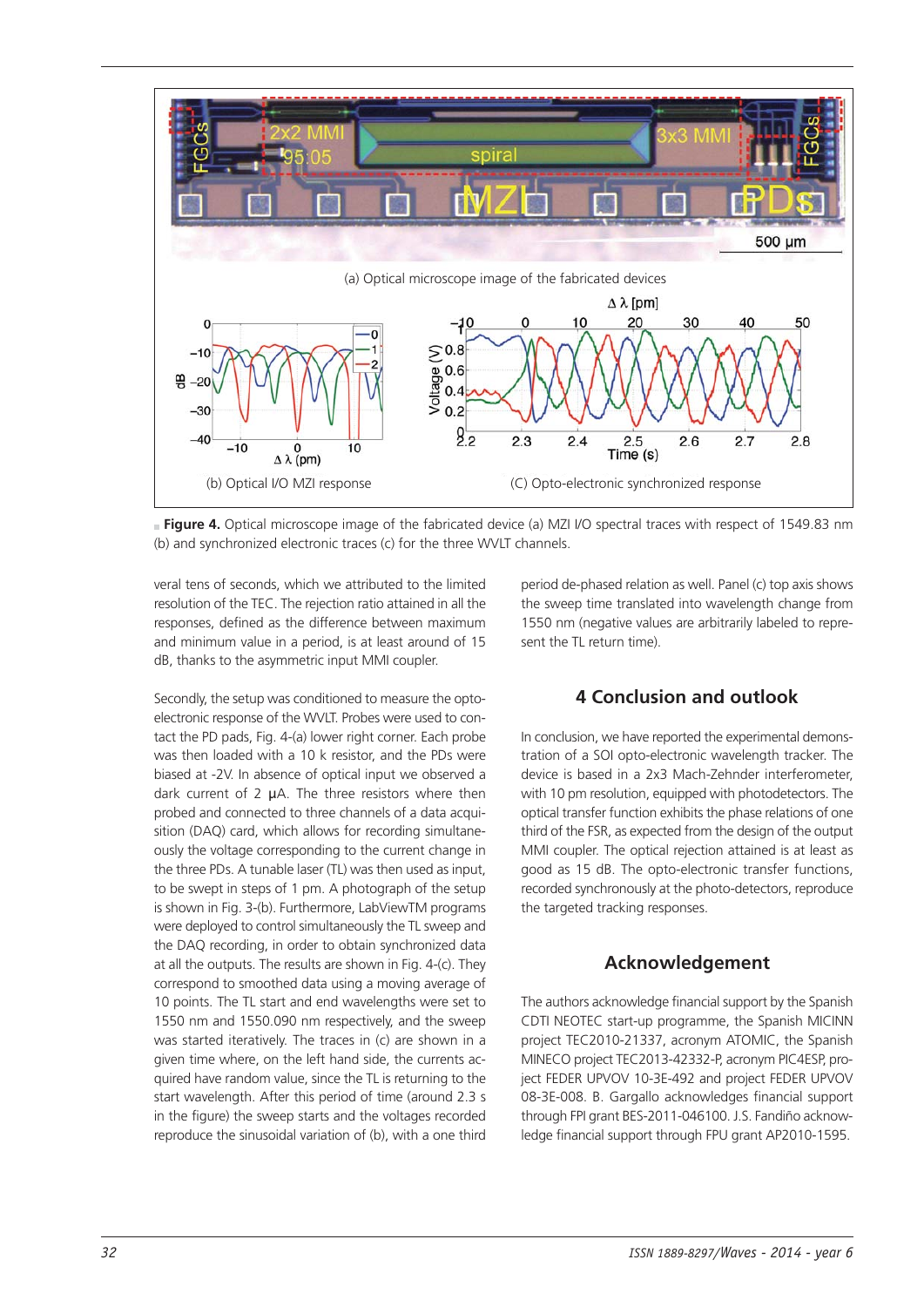(a) Optical microscope image of the fabricated devices

(b) Optical I/O MZI response

(C) Opto-electronic synchronized response

■ **Figure 4.** Optical microscope image of the fabricated device (a) MZI I/O spectral traces with respect of 1549.83 nm (b) and synchronized electronic traces (c) for the three WVLT channels.

veral tens of seconds, which we attributed to the limited resolution of the TEC. The rejection ratio attained in all the responses, defined as the difference between maximum and minimum value in a period, is at least around of 15 dB, thanks to the asymmetric input MMI coupler.

Secondly, the setup was conditioned to measure the opto-electronic response of the WVLT. Probes were used to contact the PD pads, Fig. 4-(a) lower right corner. Each probe was then loaded with a 10 k resistor, and the PDs were biased at -2V. In absence of optical input we observed a dark current of 2 µA. The three resistors where then probed and connected to three channels of a data acquisition (DAQ) card, which allows for recording simultaneously the voltage corresponding to the current change in the three PDs. A tunable laser (TL) was then used as input, to be swept in steps of 1 pm. A photograph of the setup is shown in Fig. 3-(b). Furthermore, LabViewTM programs were deployed to control simultaneously the TL sweep and the DAQ recording, in order to obtain synchronized data at all the outputs. The results are shown in Fig. 4-(c). They correspond to smoothed data using a moving average of 10 points. The TL start and end wavelengths were set to 1550 nm and 1550.090 nm respectively, and the sweep was started iteratively. The traces in (c) are shown in a given time where, on the left hand side, the currents acquired have random value, since the TL is returning to the start wavelength. After this period of time (around 2.3 s in the figure) the sweep starts and the voltages recorded reproduce the sinusoidal variation of (b), with a one third period de-phased relation as well. Panel (c) top axis shows the sweep time translated into wavelength change from 1550 nm (negative values are arbitrarily labeled to represent the TL return time).

## 4 Conclusion and outlook

In conclusion, we have reported the experimental demonstration of a SOI opto-electronic wavelength tracker. The device is based in a 2x3 Mach-Zehnder interferometer, with 10 pm resolution, equipped with photodetectors. The optical transfer function exhibits the phase relations of one third of the FSR, as expected from the design of the output MMI coupler. The optical rejection attained is at least as good as 15 dB. The opto-electronic transfer functions, recorded synchronously at the photo-detectors, reproduce the targeted tracking responses.

## Acknowledgement

The authors acknowledge financial support by the Spanish CDTI NEOTEC start-up programme, the Spanish MICINN project TEC2010-21337, acronym ATOMIC, the Spanish MINECO project TEC2013-42332-P, acronym PIC4ESP, project FEDER UPVOV 10-3E-492 and project FEDER UPVOV 08-3E-008. B. Gargallo acknowledges financial support through FPI grant BES-2011-046100. J.S. Fandiño acknowledge financial support through FPU grant AP2010-1595.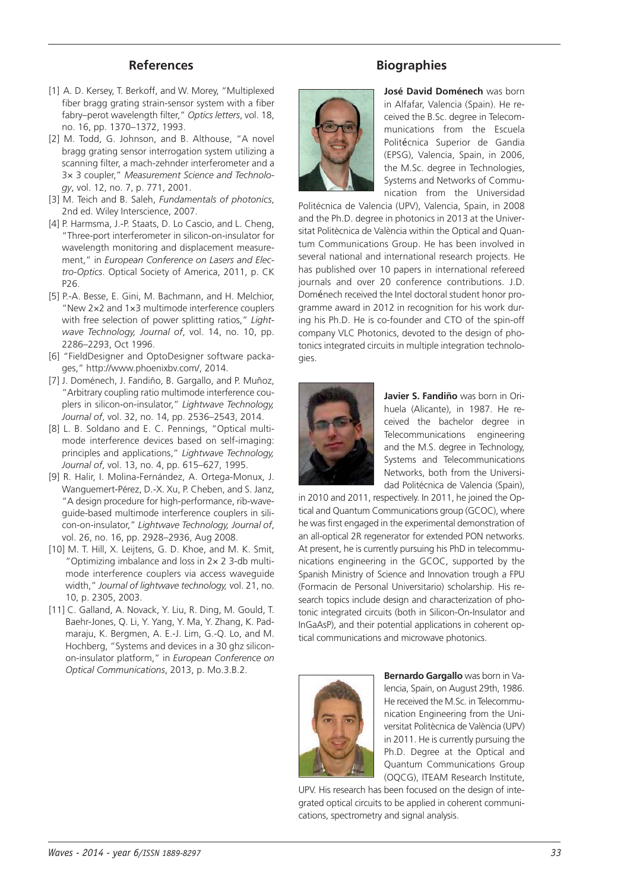## References

[1] A. D. Kersey, T. Berkoff, and W. Morey, "Multiplexed fiber bragg grating strain-sensor system with a fiber fabry–perot wavelength filter," *Optics letters*, vol. 18, no. 16, pp. 1370–1372, 1993.

[2] M. Todd, G. Johnson, and B. Althouse, "A novel bragg grating sensor interrogation system utilizing a scanning filter, a mach-zehnder interferometer and a 3× 3 coupler," *Measurement Science and Technology*, vol. 12, no. 7, p. 771, 2001.

[3] M. Teich and B. Saleh, *Fundamentals of photonics*, 2nd ed. Wiley Interscience, 2007.

[4] P. Harmsma, J.-P. Staats, D. Lo Cascio, and L. Cheng, "Three-port interferometer in silicon-on-insulator for wavelength monitoring and displacement measurement," in *European Conference on Lasers and Electro-Optics*. Optical Society of America, 2011, p. CK P26.

[5] P.-A. Besse, E. Gini, M. Bachmann, and H. Melchior, "New 2×2 and 1×3 multimode interference couplers with free selection of power splitting ratios," *Lightwave Technology, Journal of*, vol. 14, no. 10, pp. 2286–2293, Oct 1996.

[6] "FieldDesigner and OptoDesigner software packages," http://www.phoenixbv.com/, 2014.

[7] J. Doménech, J. Fandiño, B. Gargallo, and P. Muñoz, "Arbitrary coupling ratio multimode interference couplers in silicon-on-insulator," *Lightwave Technology, Journal of*, vol. 32, no. 14, pp. 2536–2543, 2014.

[8] L. B. Soldano and E. C. Pennings, "Optical multimode interference devices based on self-imaging: principles and applications," *Lightwave Technology, Journal of*, vol. 13, no. 4, pp. 615–627, 1995.

[9] R. Halir, I. Molina-Fernández, A. Ortega-Monux, J. Wanguemert-Pérez, D.-X. Xu, P. Cheben, and S. Janz, "A design procedure for high-performance, rib-waveguide-based multimode interference couplers in silicon-on-insulator," *Lightwave Technology, Journal of*, vol. 26, no. 16, pp. 2928–2936, Aug 2008.

[10] M. T. Hill, X. Leijtens, G. D. Khoe, and M. K. Smit, "Optimizing imbalance and loss in 2× 2 3-db multimode interference couplers via access waveguide width," *Journal of lightwave technology,* vol. 21, no. 10, p. 2305, 2003.

[11] C. Galland, A. Novack, Y. Liu, R. Ding, M. Gould, T. Baehr-Jones, Q. Li, Y. Yang, Y. Ma, Y. Zhang, K. Padmaraju, K. Bergmen, A. E.-J. Lim, G.-Q. Lo, and M. Hochberg, "Systems and devices in a 30 ghz silicon-on-insulator platform," in *European Conference on Optical Communications*, 2013, p. Mo.3.B.2.

## Biographies

**José David Doménech** was born in Alfafar, Valencia (Spain). He received the B.Sc. degree in Telecommunications from the Escuela Politécnica Superior de Gandia (EPSG), Valencia, Spain, in 2006, the M.Sc. degree in Technologies, Systems and Networks of Communication from the Universidad Politécnica de Valencia (UPV), Valencia, Spain, in 2008 and the Ph.D. degree in photonics in 2013 at the Universitat Politècnica de València within the Optical and Quantum Communications Group. He has been involved in several national and international research projects. He has published over 10 papers in international refereed journals and over 20 conference contributions. J.D. Doménech received the Intel doctoral student honor programme award in 2012 in recognition for his work during his Ph.D. He is co-founder and CTO of the spin-off company VLC Photonics, devoted to the design of photonics integrated circuits in multiple integration technologies.

**Javier S. Fandiño** was born in Orihuela (Alicante), in 1987. He received the bachelor degree in Telecommunications engineering and the M.S. degree in Technology, Systems and Telecommunications Networks, both from the Universidad Politécnica de Valencia (Spain), in 2010 and 2011, respectively. In 2011, he joined the Optical and Quantum Communications group (GCOC), where he was first engaged in the experimental demonstration of an all-optical 2R regenerator for extended PON networks. At present, he is currently pursuing his PhD in telecommunications engineering in the GCOC, supported by the Spanish Ministry of Science and Innovation trough a FPU (Formacin de Personal Universitario) scholarship. His research topics include design and characterization of photonic integrated circuits (both in Silicon-On-Insulator and InGaAsP), and their potential applications in coherent optical communications and microwave photonics.

**Bernardo Gargallo** was born in Valencia, Spain, on August 29th, 1986. He received the M.Sc. in Telecommunication Engineering from the Universitat Politècnica de València (UPV) in 2011. He is currently pursuing the Ph.D. Degree at the Optical and Quantum Communications Group (OQCG), ITEAM Research Institute, UPV. His research has been focused on the design of integrated optical circuits to be applied in coherent communications, spectrometry and signal analysis.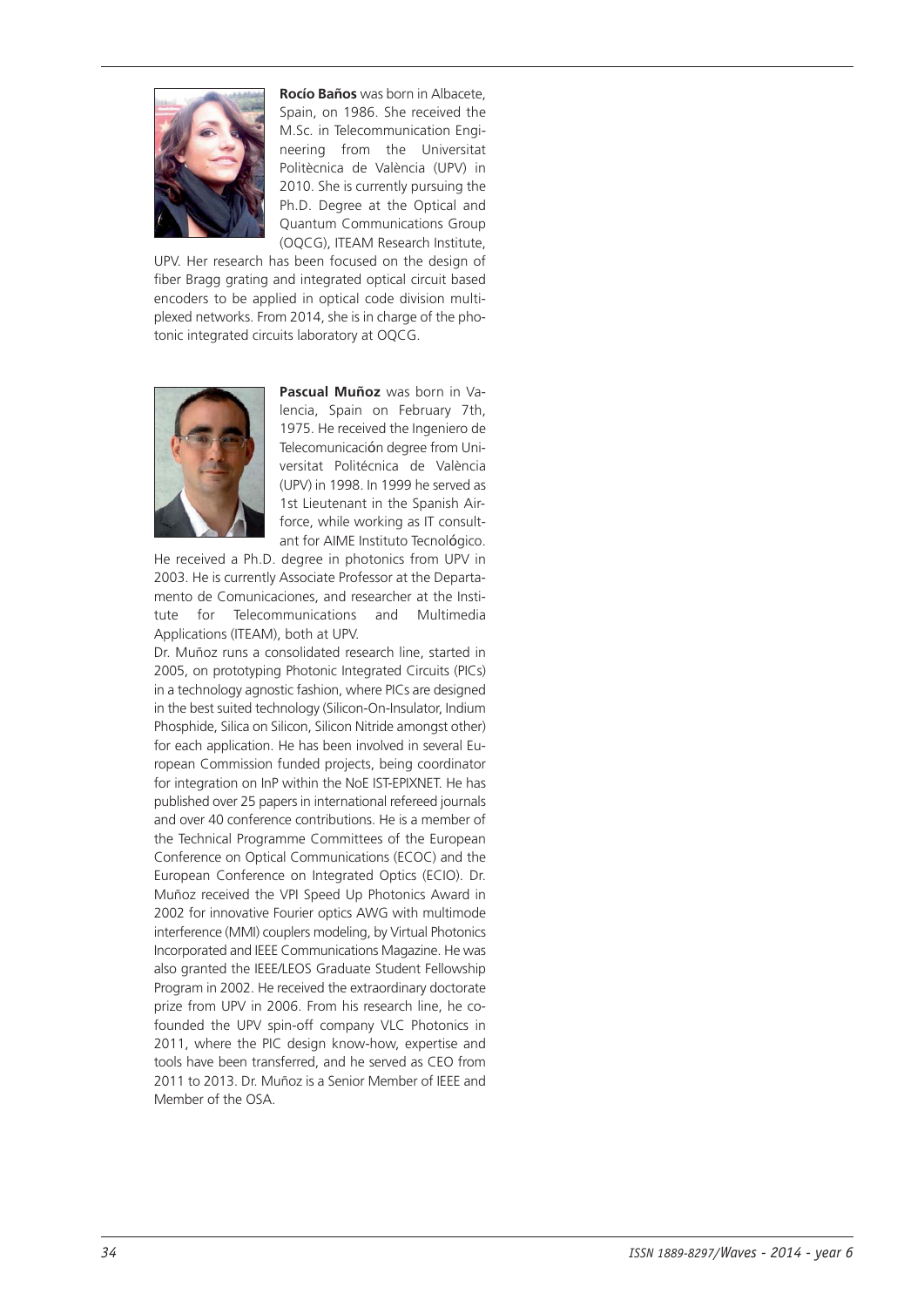**Rocío Baños** was born in Albacete, Spain, on 1986. She received the M.Sc. in Telecommunication Engineering from the Universitat Politècnica de València (UPV) in 2010. She is currently pursuing the Ph.D. Degree at the Optical and Quantum Communications Group (OQCG), ITEAM Research Institute, UPV. Her research has been focused on the design of fiber Bragg grating and integrated optical circuit based encoders to be applied in optical code division multiplexed networks. From 2014, she is in charge of the photonic integrated circuits laboratory at OQCG.

**Pascual Muñoz** was born in Valencia, Spain on February 7th, 1975. He received the Ingeniero de Telecomunicación degree from Universitat Politécnica de València (UPV) in 1998. In 1999 he served as 1st Lieutenant in the Spanish Airforce, while working as IT consultant for AIME Instituto Tecnológico. He received a Ph.D. degree in photonics from UPV in 2003. He is currently Associate Professor at the Departamento de Comunicaciones, and researcher at the Institute for Telecommunications and Multimedia Applications (ITEAM), both at UPV.

Dr. Muñoz runs a consolidated research line, started in 2005, on prototyping Photonic Integrated Circuits (PICs) in a technology agnostic fashion, where PICs are designed in the best suited technology (Silicon-On-Insulator, Indium Phosphide, Silica on Silicon, Silicon Nitride amongst other) for each application. He has been involved in several European Commission funded projects, being coordinator for integration on InP within the NoE IST-EPIXNET. He has published over 25 papers in international refereed journals and over 40 conference contributions. He is a member of the Technical Programme Committees of the European Conference on Optical Communications (ECOC) and the European Conference on Integrated Optics (ECIO). Dr. Muñoz received the VPI Speed Up Photonics Award in 2002 for innovative Fourier optics AWG with multimode interference (MMI) couplers modeling, by Virtual Photonics Incorporated and IEEE Communications Magazine. He was also granted the IEEE/LEOS Graduate Student Fellowship Program in 2002. He received the extraordinary doctorate prize from UPV in 2006. From his research line, he co-founded the UPV spin-off company VLC Photonics in 2011, where the PIC design know-how, expertise and tools have been transferred, and he served as CEO from 2011 to 2013. Dr. Muñoz is a Senior Member of IEEE and Member of the OSA.